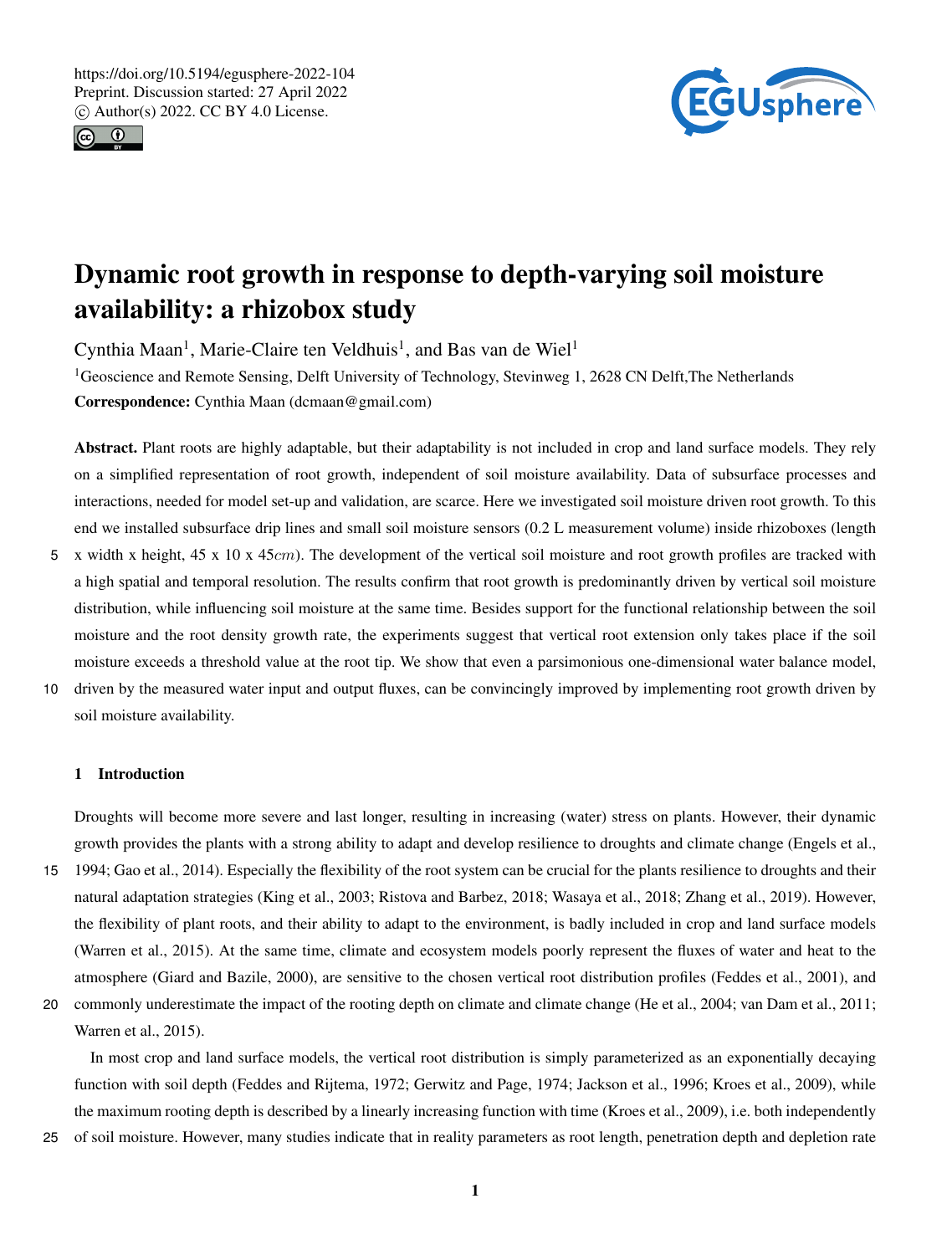# Dynamic root growth in response to depth-varying soil moisture availability: a rhizobox study

Cynthia Maan[1], Marie-Claire ten Veldhuis[1], and Bas van de Wiel[1]

[1]Geoscience and Remote Sensing, Delft University of Technology, Stevinweg 1, 2628 CN Delft,The Netherlands

**Correspondence:** Cynthia Maan (dcmaan@gmail.com)

**Abstract.** Plant roots are highly adaptable, but their adaptability is not included in crop and land surface models. They rely on a simplified representation of root growth, independent of soil moisture availability. Data of subsurface processes and interactions, needed for model set-up and validation, are scarce. Here we investigated soil moisture driven root growth. To this end we installed subsurface drip lines and small soil moisture sensors (0.2 L measurement volume) inside rhizoboxes (length x width x height, 45 x 10 x 45$cm$). The development of the vertical soil moisture and root growth profiles are tracked with a high spatial and temporal resolution. The results confirm that root growth is predominantly driven by vertical soil moisture distribution, while influencing soil moisture at the same time. Besides support for the functional relationship between the soil moisture and the root density growth rate, the experiments suggest that vertical root extension only takes place if the soil moisture exceeds a threshold value at the root tip. We show that even a parsimonious one-dimensional water balance model, driven by the measured water input and output fluxes, can be convincingly improved by implementing root growth driven by soil moisture availability.

## 1 Introduction

Droughts will become more severe and last longer, resulting in increasing (water) stress on plants. However, their dynamic growth provides the plants with a strong ability to adapt and develop resilience to droughts and climate change (Engels et al., 1994; Gao et al., 2014). Especially the flexibility of the root system can be crucial for the plants resilience to droughts and their natural adaptation strategies (King et al., 2003; Ristova and Barbez, 2018; Wasaya et al., 2018; Zhang et al., 2019). However, the flexibility of plant roots, and their ability to adapt to the environment, is badly included in crop and land surface models (Warren et al., 2015). At the same time, climate and ecosystem models poorly represent the fluxes of water and heat to the atmosphere (Giard and Bazile, 2000), are sensitive to the chosen vertical root distribution profiles (Feddes et al., 2001), and commonly underestimate the impact of the rooting depth on climate and climate change (He et al., 2004; van Dam et al., 2011; Warren et al., 2015).

In most crop and land surface models, the vertical root distribution is simply parameterized as an exponentially decaying function with soil depth (Feddes and Rijtema, 1972; Gerwitz and Page, 1974; Jackson et al., 1996; Kroes et al., 2009), while the maximum rooting depth is described by a linearly increasing function with time (Kroes et al., 2009), i.e. both independently of soil moisture. However, many studies indicate that in reality parameters as root length, penetration depth and depletion rate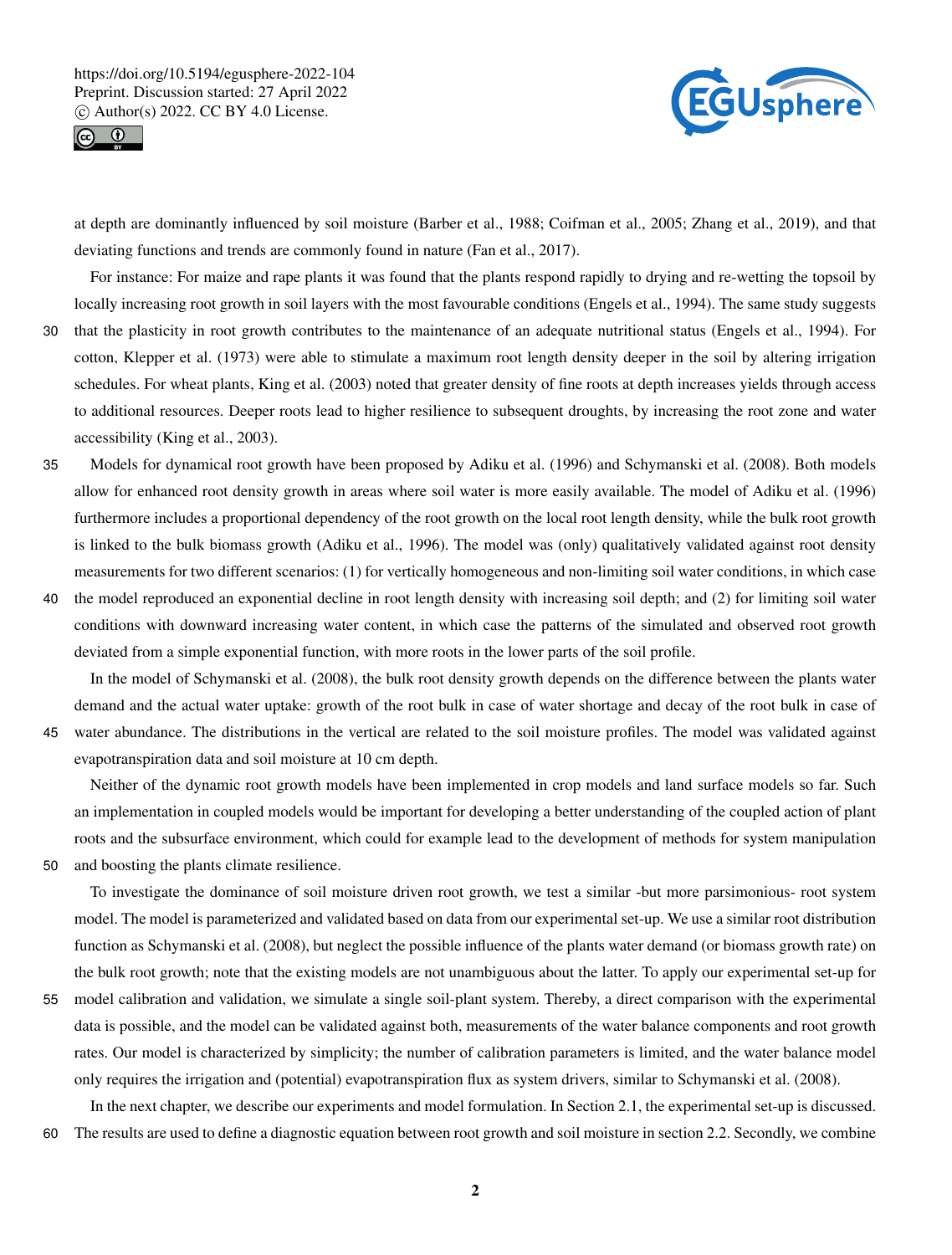at depth are dominantly influenced by soil moisture (Barber et al., 1988; Coifman et al., 2005; Zhang et al., 2019), and that deviating functions and trends are commonly found in nature (Fan et al., 2017).

For instance: For maize and rape plants it was found that the plants respond rapidly to drying and re-wetting the topsoil by locally increasing root growth in soil layers with the most favourable conditions (Engels et al., 1994). The same study suggests that the plasticity in root growth contributes to the maintenance of an adequate nutritional status (Engels et al., 1994). For cotton, Klepper et al. (1973) were able to stimulate a maximum root length density deeper in the soil by altering irrigation schedules. For wheat plants, King et al. (2003) noted that greater density of fine roots at depth increases yields through access to additional resources. Deeper roots lead to higher resilience to subsequent droughts, by increasing the root zone and water accessibility (King et al., 2003).

Models for dynamical root growth have been proposed by Adiku et al. (1996) and Schymanski et al. (2008). Both models allow for enhanced root density growth in areas where soil water is more easily available. The model of Adiku et al. (1996) furthermore includes a proportional dependency of the root growth on the local root length density, while the bulk root growth is linked to the bulk biomass growth (Adiku et al., 1996). The model was (only) qualitatively validated against root density measurements for two different scenarios: (1) for vertically homogeneous and non-limiting soil water conditions, in which case the model reproduced an exponential decline in root length density with increasing soil depth; and (2) for limiting soil water conditions with downward increasing water content, in which case the patterns of the simulated and observed root growth deviated from a simple exponential function, with more roots in the lower parts of the soil profile.

In the model of Schymanski et al. (2008), the bulk root density growth depends on the difference between the plants water demand and the actual water uptake: growth of the root bulk in case of water shortage and decay of the root bulk in case of water abundance. The distributions in the vertical are related to the soil moisture profiles. The model was validated against evapotranspiration data and soil moisture at 10 cm depth.

Neither of the dynamic root growth models have been implemented in crop models and land surface models so far. Such an implementation in coupled models would be important for developing a better understanding of the coupled action of plant roots and the subsurface environment, which could for example lead to the development of methods for system manipulation and boosting the plants climate resilience.

To investigate the dominance of soil moisture driven root growth, we test a similar -but more parsimonious- root system model. The model is parameterized and validated based on data from our experimental set-up. We use a similar root distribution function as Schymanski et al. (2008), but neglect the possible influence of the plants water demand (or biomass growth rate) on the bulk root growth; note that the existing models are not unambiguous about the latter. To apply our experimental set-up for model calibration and validation, we simulate a single soil-plant system. Thereby, a direct comparison with the experimental data is possible, and the model can be validated against both, measurements of the water balance components and root growth rates. Our model is characterized by simplicity; the number of calibration parameters is limited, and the water balance model only requires the irrigation and (potential) evapotranspiration flux as system drivers, similar to Schymanski et al. (2008).

In the next chapter, we describe our experiments and model formulation. In Section 2.1, the experimental set-up is discussed. The results are used to define a diagnostic equation between root growth and soil moisture in section 2.2. Secondly, we combine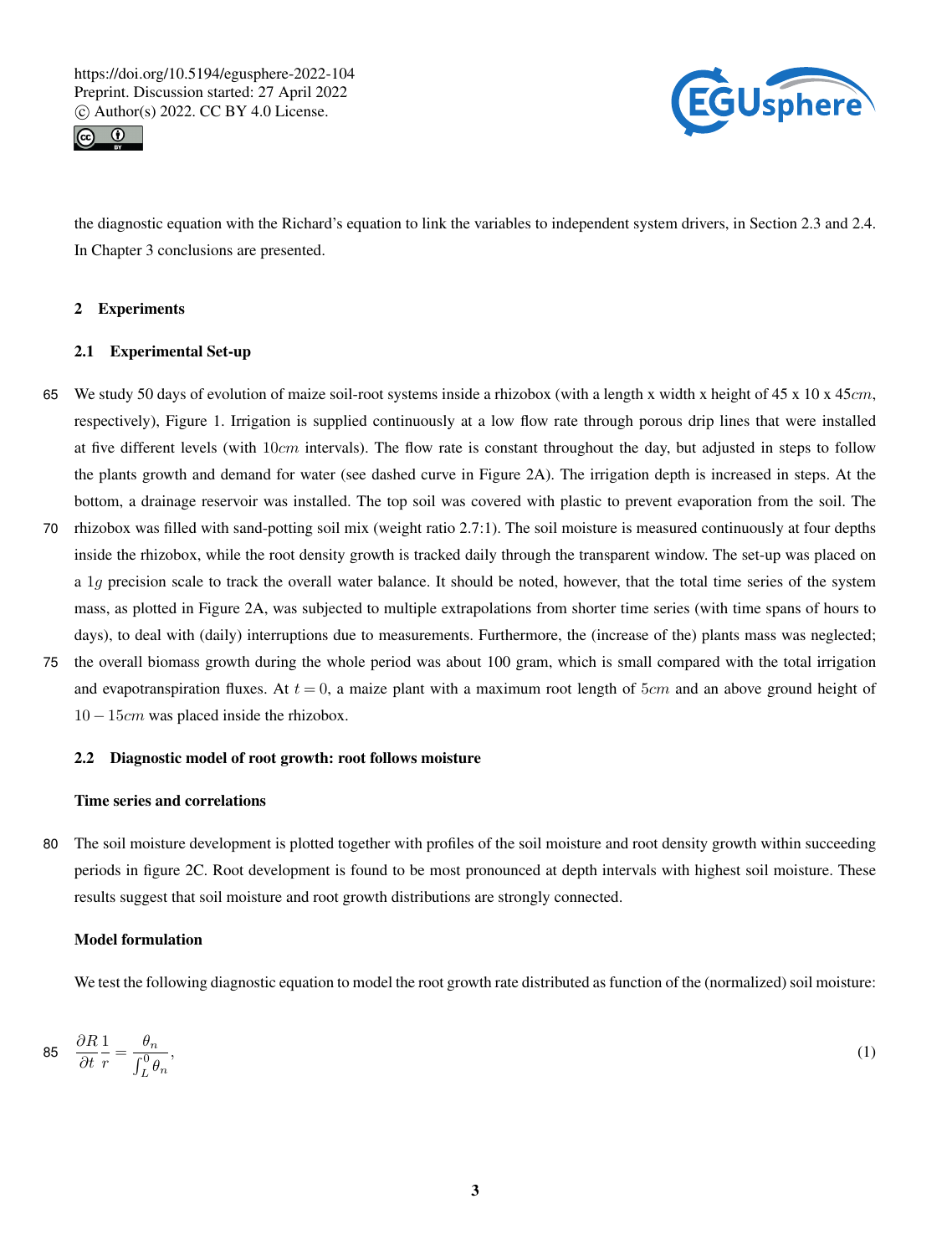the diagnostic equation with the Richard's equation to link the variables to independent system drivers, in Section 2.3 and 2.4. In Chapter 3 conclusions are presented.

## 2 Experiments

### 2.1 Experimental Set-up

We study 50 days of evolution of maize soil-root systems inside a rhizobox (with a length x width x height of 45 x 10 x 45$cm$, respectively), Figure 1. Irrigation is supplied continuously at a low flow rate through porous drip lines that were installed at five different levels (with $10cm$ intervals). The flow rate is constant throughout the day, but adjusted in steps to follow the plants growth and demand for water (see dashed curve in Figure 2A). The irrigation depth is increased in steps. At the bottom, a drainage reservoir was installed. The top soil was covered with plastic to prevent evaporation from the soil. The rhizobox was filled with sand-potting soil mix (weight ratio 2.7:1). The soil moisture is measured continuously at four depths inside the rhizobox, while the root density growth is tracked daily through the transparent window. The set-up was placed on a $1g$ precision scale to track the overall water balance. It should be noted, however, that the total time series of the system mass, as plotted in Figure 2A, was subjected to multiple extrapolations from shorter time series (with time spans of hours to days), to deal with (daily) interruptions due to measurements. Furthermore, the (increase of the) plants mass was neglected; the overall biomass growth during the whole period was about 100 gram, which is small compared with the total irrigation and evapotranspiration fluxes. At $t = 0$, a maize plant with a maximum root length of $5cm$ and an above ground height of $10 - 15cm$ was placed inside the rhizobox.

### 2.2 Diagnostic model of root growth: root follows moisture

**Time series and correlations**

The soil moisture development is plotted together with profiles of the soil moisture and root density growth within succeeding periods in figure 2C. Root development is found to be most pronounced at depth intervals with highest soil moisture. These results suggest that soil moisture and root growth distributions are strongly connected.

**Model formulation**

We test the following diagnostic equation to model the root growth rate distributed as function of the (normalized) soil moisture:

$$\frac{\partial R}{\partial t}\frac{1}{r} = \frac{\theta_n}{\int_L^0 \theta_n}, \tag{1}$$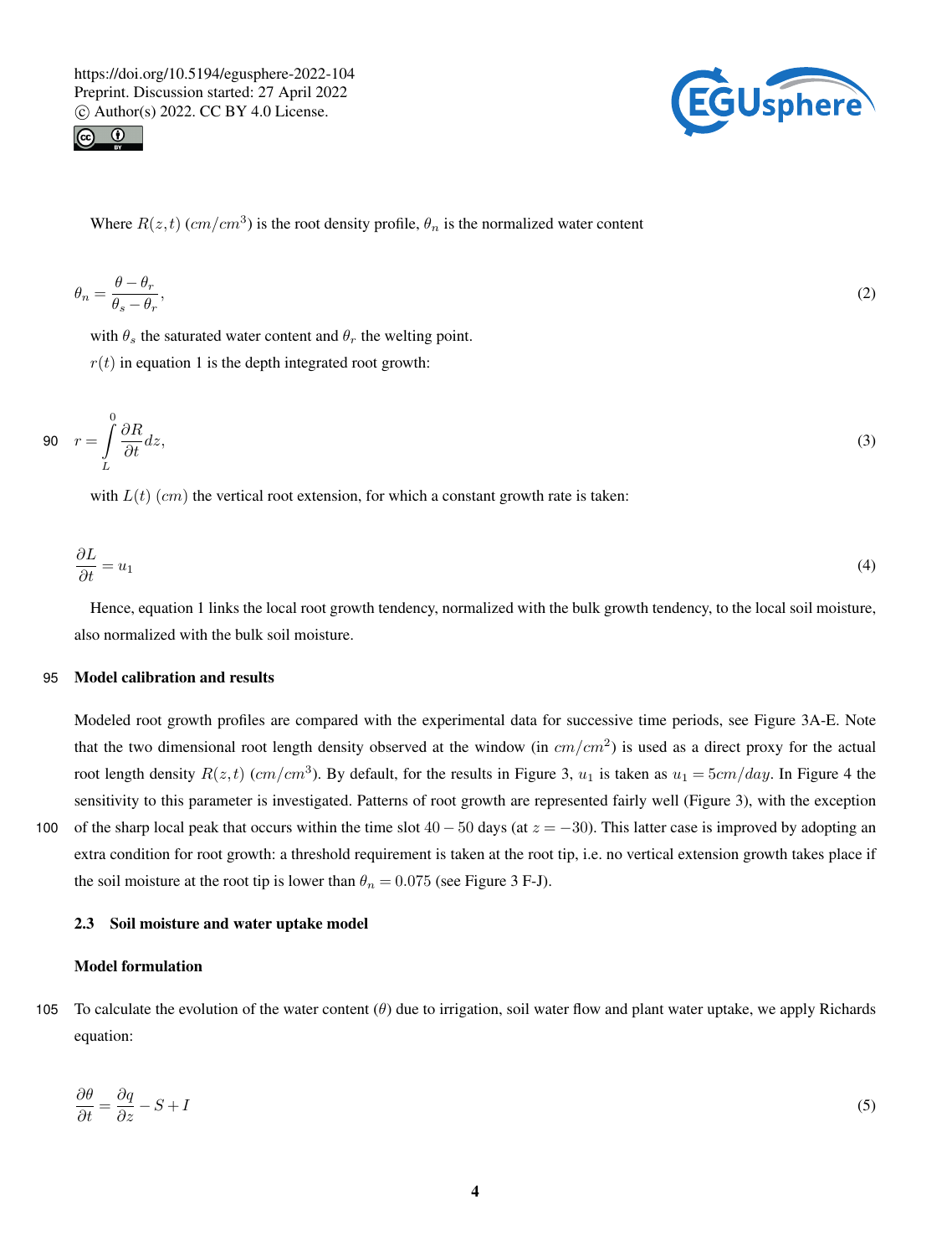Where $R(z,t)$ $(cm/cm^3)$ is the root density profile, $\theta_n$ is the normalized water content

$$\theta_n = \frac{\theta - \theta_r}{\theta_s - \theta_r}, \tag{2}$$

with $\theta_s$ the saturated water content and $\theta_r$ the welting point.

$r(t)$ in equation 1 is the depth integrated root growth:

$$r = \int_{L}^{0} \frac{\partial R}{\partial t} dz, \tag{3}$$

with $L(t)$ $(cm)$ the vertical root extension, for which a constant growth rate is taken:

$$\frac{\partial L}{\partial t} = u_1 \tag{4}$$

Hence, equation 1 links the local root growth tendency, normalized with the bulk growth tendency, to the local soil moisture, also normalized with the bulk soil moisture.

**Model calibration and results**

Modeled root growth profiles are compared with the experimental data for successive time periods, see Figure 3A-E. Note that the two dimensional root length density observed at the window (in $cm/cm^2$) is used as a direct proxy for the actual root length density $R(z,t)$ $(cm/cm^3)$. By default, for the results in Figure 3, $u_1$ is taken as $u_1 = 5cm/day$. In Figure 4 the sensitivity to this parameter is investigated. Patterns of root growth are represented fairly well (Figure 3), with the exception of the sharp local peak that occurs within the time slot $40-50$ days (at $z = -30$). This latter case is improved by adopting an extra condition for root growth: a threshold requirement is taken at the root tip, i.e. no vertical extension growth takes place if the soil moisture at the root tip is lower than $\theta_n = 0.075$ (see Figure 3 F-J).

### 2.3 Soil moisture and water uptake model

**Model formulation**

To calculate the evolution of the water content ($\theta$) due to irrigation, soil water flow and plant water uptake, we apply Richards equation:

$$\frac{\partial \theta}{\partial t} = \frac{\partial q}{\partial z} - S + I \tag{5}$$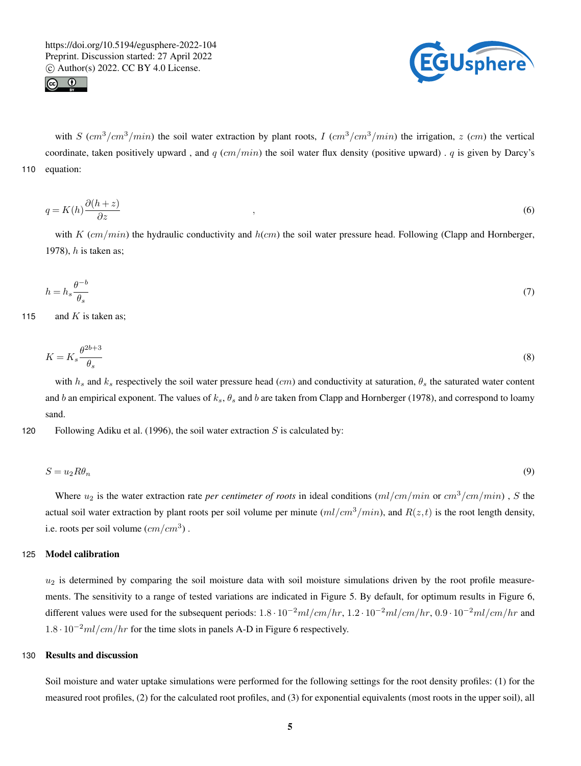with $S$ ($cm^3/cm^3/min$) the soil water extraction by plant roots, $I$ ($cm^3/cm^3/min$) the irrigation, $z$ ($cm$) the vertical coordinate, taken positively upward , and $q$ ($cm/min$) the soil water flux density (positive upward) . $q$ is given by Darcy's equation:

$$q = K(h)\frac{\partial(h+z)}{\partial z} \quad , \tag{6}$$

with $K$ ($cm/min$) the hydraulic conductivity and $h(cm)$ the soil water pressure head. Following (Clapp and Hornberger, 1978), $h$ is taken as;

$$h = h_s \frac{\theta^{-b}}{\theta_s} \tag{7}$$

and $K$ is taken as;

$$K = K_s \frac{\theta^{2b+3}}{\theta_s} \tag{8}$$

with $h_s$ and $k_s$ respectively the soil water pressure head ($cm$) and conductivity at saturation, $\theta_s$ the saturated water content and $b$ an empirical exponent. The values of $k_s$, $\theta_s$ and $b$ are taken from Clapp and Hornberger (1978), and correspond to loamy sand.

Following Adiku et al. (1996), the soil water extraction $S$ is calculated by:

$$S = u_2 R \theta_n \tag{9}$$

Where $u_2$ is the water extraction rate *per centimeter of roots* in ideal conditions ($ml/cm/min$ or $cm^3/cm/min$) , $S$ the actual soil water extraction by plant roots per soil volume per minute ($ml/cm^3/min$), and $R(z,t)$ is the root length density, i.e. roots per soil volume ($cm/cm^3$) .

## Model calibration

$u_2$ is determined by comparing the soil moisture data with soil moisture simulations driven by the root profile measurements. The sensitivity to a range of tested variations are indicated in Figure 5. By default, for optimum results in Figure 6, different values were used for the subsequent periods: $1.8 \cdot 10^{-2} ml/cm/hr$, $1.2 \cdot 10^{-2} ml/cm/hr$, $0.9 \cdot 10^{-2} ml/cm/hr$ and $1.8 \cdot 10^{-2} ml/cm/hr$ for the time slots in panels A-D in Figure 6 respectively.

## Results and discussion

Soil moisture and water uptake simulations were performed for the following settings for the root density profiles: (1) for the measured root profiles, (2) for the calculated root profiles, and (3) for exponential equivalents (most roots in the upper soil), all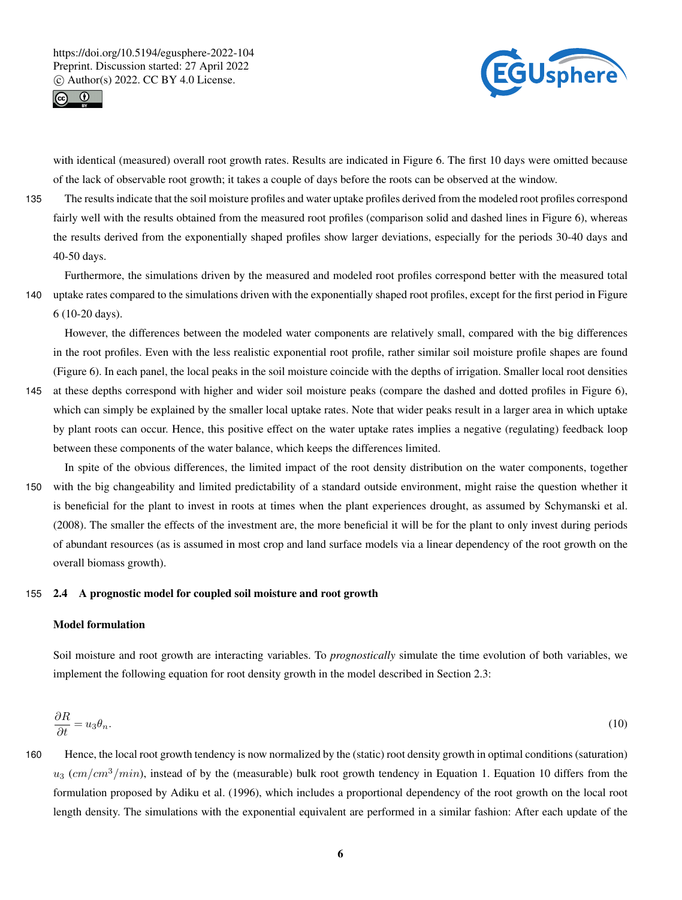with identical (measured) overall root growth rates. Results are indicated in Figure 6. The first 10 days were omitted because of the lack of observable root growth; it takes a couple of days before the roots can be observed at the window.

The results indicate that the soil moisture profiles and water uptake profiles derived from the modeled root profiles correspond fairly well with the results obtained from the measured root profiles (comparison solid and dashed lines in Figure 6), whereas the results derived from the exponentially shaped profiles show larger deviations, especially for the periods 30-40 days and 40-50 days.

Furthermore, the simulations driven by the measured and modeled root profiles correspond better with the measured total uptake rates compared to the simulations driven with the exponentially shaped root profiles, except for the first period in Figure 6 (10-20 days).

However, the differences between the modeled water components are relatively small, compared with the big differences in the root profiles. Even with the less realistic exponential root profile, rather similar soil moisture profile shapes are found (Figure 6). In each panel, the local peaks in the soil moisture coincide with the depths of irrigation. Smaller local root densities at these depths correspond with higher and wider soil moisture peaks (compare the dashed and dotted profiles in Figure 6), which can simply be explained by the smaller local uptake rates. Note that wider peaks result in a larger area in which uptake by plant roots can occur. Hence, this positive effect on the water uptake rates implies a negative (regulating) feedback loop between these components of the water balance, which keeps the differences limited.

In spite of the obvious differences, the limited impact of the root density distribution on the water components, together with the big changeability and limited predictability of a standard outside environment, might raise the question whether it is beneficial for the plant to invest in roots at times when the plant experiences drought, as assumed by Schymanski et al. (2008). The smaller the effects of the investment are, the more beneficial it will be for the plant to only invest during periods of abundant resources (as is assumed in most crop and land surface models via a linear dependency of the root growth on the overall biomass growth).

## 2.4 A prognostic model for coupled soil moisture and root growth

**Model formulation**

Soil moisture and root growth are interacting variables. To *prognostically* simulate the time evolution of both variables, we implement the following equation for root density growth in the model described in Section 2.3:

$$\frac{\partial R}{\partial t} = u_3 \theta_n. \tag{10}$$

Hence, the local root growth tendency is now normalized by the (static) root density growth in optimal conditions (saturation) $u_3$ ($cm/cm^3/min$), instead of by the (measurable) bulk root growth tendency in Equation 1. Equation 10 differs from the formulation proposed by Adiku et al. (1996), which includes a proportional dependency of the root growth on the local root length density. The simulations with the exponential equivalent are performed in a similar fashion: After each update of the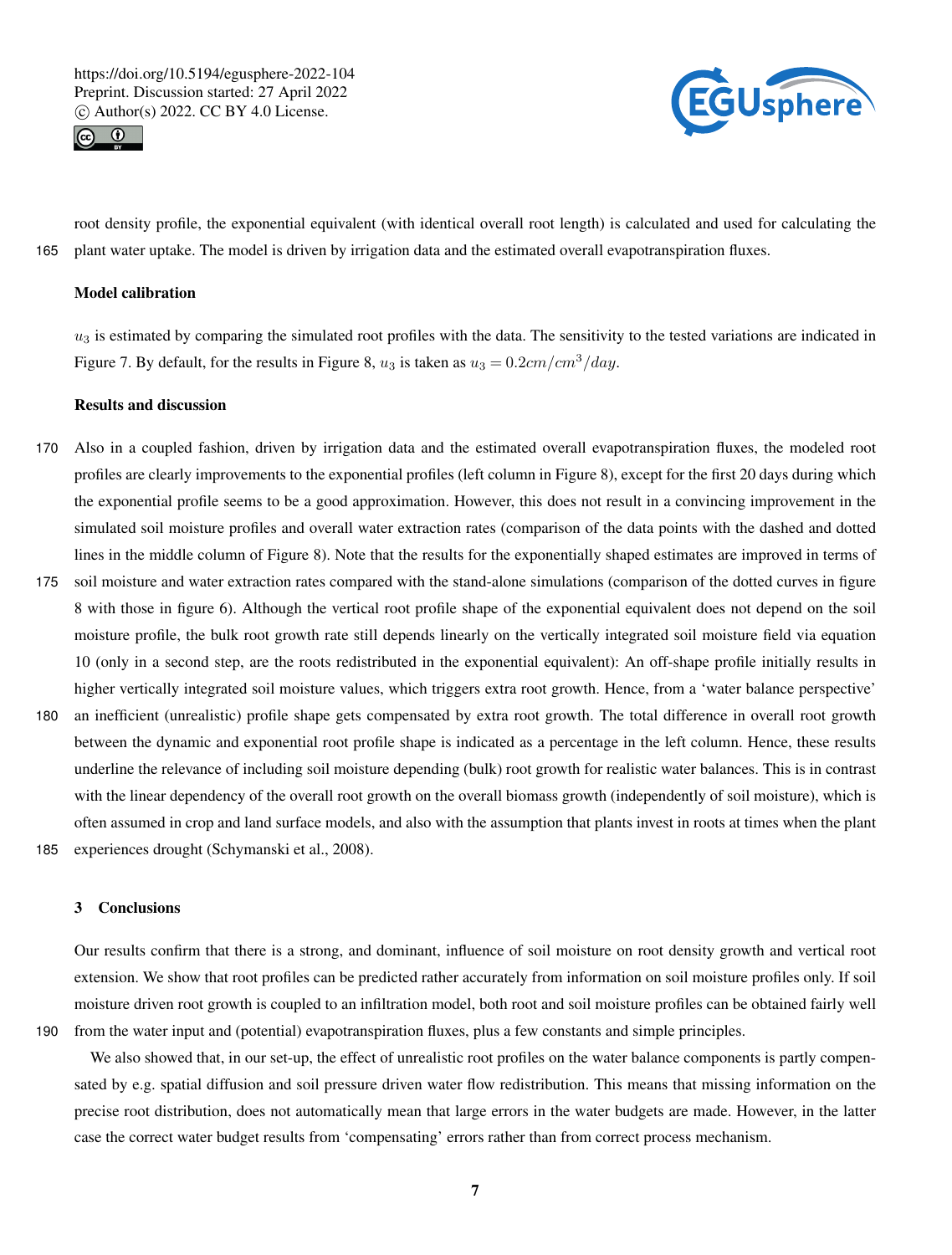root density profile, the exponential equivalent (with identical overall root length) is calculated and used for calculating the plant water uptake. The model is driven by irrigation data and the estimated overall evapotranspiration fluxes.

**Model calibration**

$u_3$ is estimated by comparing the simulated root profiles with the data. The sensitivity to the tested variations are indicated in Figure 7. By default, for the results in Figure 8, $u_3$ is taken as $u_3 = 0.2cm/cm^3/day$.

**Results and discussion**

Also in a coupled fashion, driven by irrigation data and the estimated overall evapotranspiration fluxes, the modeled root profiles are clearly improvements to the exponential profiles (left column in Figure 8), except for the first 20 days during which the exponential profile seems to be a good approximation. However, this does not result in a convincing improvement in the simulated soil moisture profiles and overall water extraction rates (comparison of the data points with the dashed and dotted lines in the middle column of Figure 8). Note that the results for the exponentially shaped estimates are improved in terms of soil moisture and water extraction rates compared with the stand-alone simulations (comparison of the dotted curves in figure 8 with those in figure 6). Although the vertical root profile shape of the exponential equivalent does not depend on the soil moisture profile, the bulk root growth rate still depends linearly on the vertically integrated soil moisture field via equation 10 (only in a second step, are the roots redistributed in the exponential equivalent): An off-shape profile initially results in higher vertically integrated soil moisture values, which triggers extra root growth. Hence, from a 'water balance perspective' an inefficient (unrealistic) profile shape gets compensated by extra root growth. The total difference in overall root growth between the dynamic and exponential root profile shape is indicated as a percentage in the left column. Hence, these results underline the relevance of including soil moisture depending (bulk) root growth for realistic water balances. This is in contrast with the linear dependency of the overall root growth on the overall biomass growth (independently of soil moisture), which is often assumed in crop and land surface models, and also with the assumption that plants invest in roots at times when the plant experiences drought (Schymanski et al., 2008).

## 3 Conclusions

Our results confirm that there is a strong, and dominant, influence of soil moisture on root density growth and vertical root extension. We show that root profiles can be predicted rather accurately from information on soil moisture profiles only. If soil moisture driven root growth is coupled to an infiltration model, both root and soil moisture profiles can be obtained fairly well from the water input and (potential) evapotranspiration fluxes, plus a few constants and simple principles.

We also showed that, in our set-up, the effect of unrealistic root profiles on the water balance components is partly compensated by e.g. spatial diffusion and soil pressure driven water flow redistribution. This means that missing information on the precise root distribution, does not automatically mean that large errors in the water budgets are made. However, in the latter case the correct water budget results from 'compensating' errors rather than from correct process mechanism.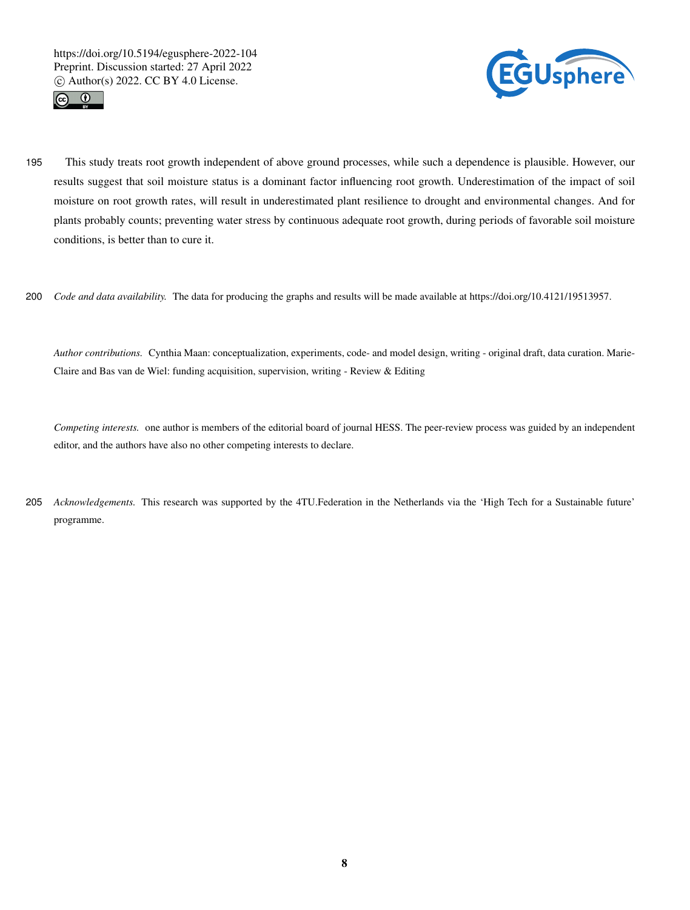This study treats root growth independent of above ground processes, while such a dependence is plausible. However, our results suggest that soil moisture status is a dominant factor influencing root growth. Underestimation of the impact of soil moisture on root growth rates, will result in underestimated plant resilience to drought and environmental changes. And for plants probably counts; preventing water stress by continuous adequate root growth, during periods of favorable soil moisture conditions, is better than to cure it.

*Code and data availability.* The data for producing the graphs and results will be made available at https://doi.org/10.4121/19513957.

*Author contributions.* Cynthia Maan: conceptualization, experiments, code- and model design, writing - original draft, data curation. Marie-Claire and Bas van de Wiel: funding acquisition, supervision, writing - Review & Editing

*Competing interests.* one author is members of the editorial board of journal HESS. The peer-review process was guided by an independent editor, and the authors have also no other competing interests to declare.

*Acknowledgements.* This research was supported by the 4TU.Federation in the Netherlands via the 'High Tech for a Sustainable future' programme.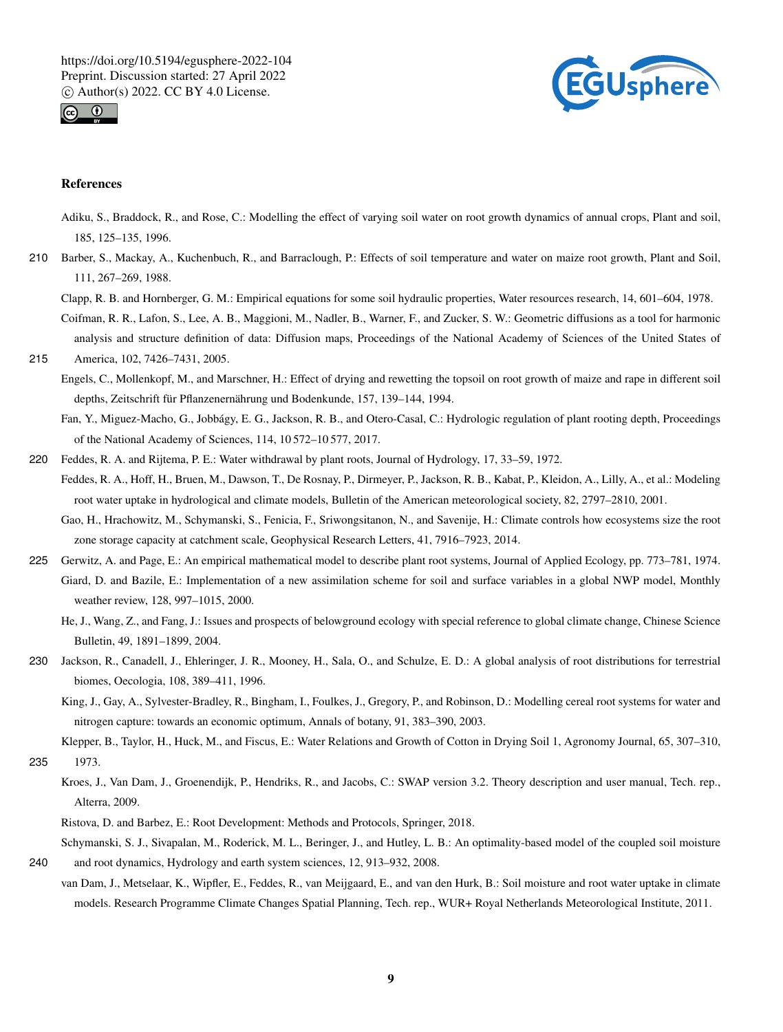## References

Adiku, S., Braddock, R., and Rose, C.: Modelling the effect of varying soil water on root growth dynamics of annual crops, Plant and soil, 185, 125–135, 1996.

Barber, S., Mackay, A., Kuchenbuch, R., and Barraclough, P.: Effects of soil temperature and water on maize root growth, Plant and Soil, 111, 267–269, 1988.

Clapp, R. B. and Hornberger, G. M.: Empirical equations for some soil hydraulic properties, Water resources research, 14, 601–604, 1978.

Coifman, R. R., Lafon, S., Lee, A. B., Maggioni, M., Nadler, B., Warner, F., and Zucker, S. W.: Geometric diffusions as a tool for harmonic analysis and structure definition of data: Diffusion maps, Proceedings of the National Academy of Sciences of the United States of America, 102, 7426–7431, 2005.

Engels, C., Mollenkopf, M., and Marschner, H.: Effect of drying and rewetting the topsoil on root growth of maize and rape in different soil depths, Zeitschrift für Pflanzenernährung und Bodenkunde, 157, 139–144, 1994.

Fan, Y., Miguez-Macho, G., Jobbágy, E. G., Jackson, R. B., and Otero-Casal, C.: Hydrologic regulation of plant rooting depth, Proceedings of the National Academy of Sciences, 114, 10 572–10 577, 2017.

Feddes, R. A. and Rijtema, P. E.: Water withdrawal by plant roots, Journal of Hydrology, 17, 33–59, 1972.

Feddes, R. A., Hoff, H., Bruen, M., Dawson, T., De Rosnay, P., Dirmeyer, P., Jackson, R. B., Kabat, P., Kleidon, A., Lilly, A., et al.: Modeling root water uptake in hydrological and climate models, Bulletin of the American meteorological society, 82, 2797–2810, 2001.

Gao, H., Hrachowitz, M., Schymanski, S., Fenicia, F., Sriwongsitanon, N., and Savenije, H.: Climate controls how ecosystems size the root zone storage capacity at catchment scale, Geophysical Research Letters, 41, 7916–7923, 2014.

Gerwitz, A. and Page, E.: An empirical mathematical model to describe plant root systems, Journal of Applied Ecology, pp. 773–781, 1974.

Giard, D. and Bazile, E.: Implementation of a new assimilation scheme for soil and surface variables in a global NWP model, Monthly weather review, 128, 997–1015, 2000.

He, J., Wang, Z., and Fang, J.: Issues and prospects of belowground ecology with special reference to global climate change, Chinese Science Bulletin, 49, 1891–1899, 2004.

Jackson, R., Canadell, J., Ehleringer, J. R., Mooney, H., Sala, O., and Schulze, E. D.: A global analysis of root distributions for terrestrial biomes, Oecologia, 108, 389–411, 1996.

King, J., Gay, A., Sylvester-Bradley, R., Bingham, I., Foulkes, J., Gregory, P., and Robinson, D.: Modelling cereal root systems for water and nitrogen capture: towards an economic optimum, Annals of botany, 91, 383–390, 2003.

Klepper, B., Taylor, H., Huck, M., and Fiscus, E.: Water Relations and Growth of Cotton in Drying Soil 1, Agronomy Journal, 65, 307–310, 1973.

Kroes, J., Van Dam, J., Groenendijk, P., Hendriks, R., and Jacobs, C.: SWAP version 3.2. Theory description and user manual, Tech. rep., Alterra, 2009.

Ristova, D. and Barbez, E.: Root Development: Methods and Protocols, Springer, 2018.

Schymanski, S. J., Sivapalan, M., Roderick, M. L., Beringer, J., and Hutley, L. B.: An optimality-based model of the coupled soil moisture and root dynamics, Hydrology and earth system sciences, 12, 913–932, 2008.

van Dam, J., Metselaar, K., Wipfler, E., Feddes, R., van Meijgaard, E., and van den Hurk, B.: Soil moisture and root water uptake in climate models. Research Programme Climate Changes Spatial Planning, Tech. rep., WUR+ Royal Netherlands Meteorological Institute, 2011.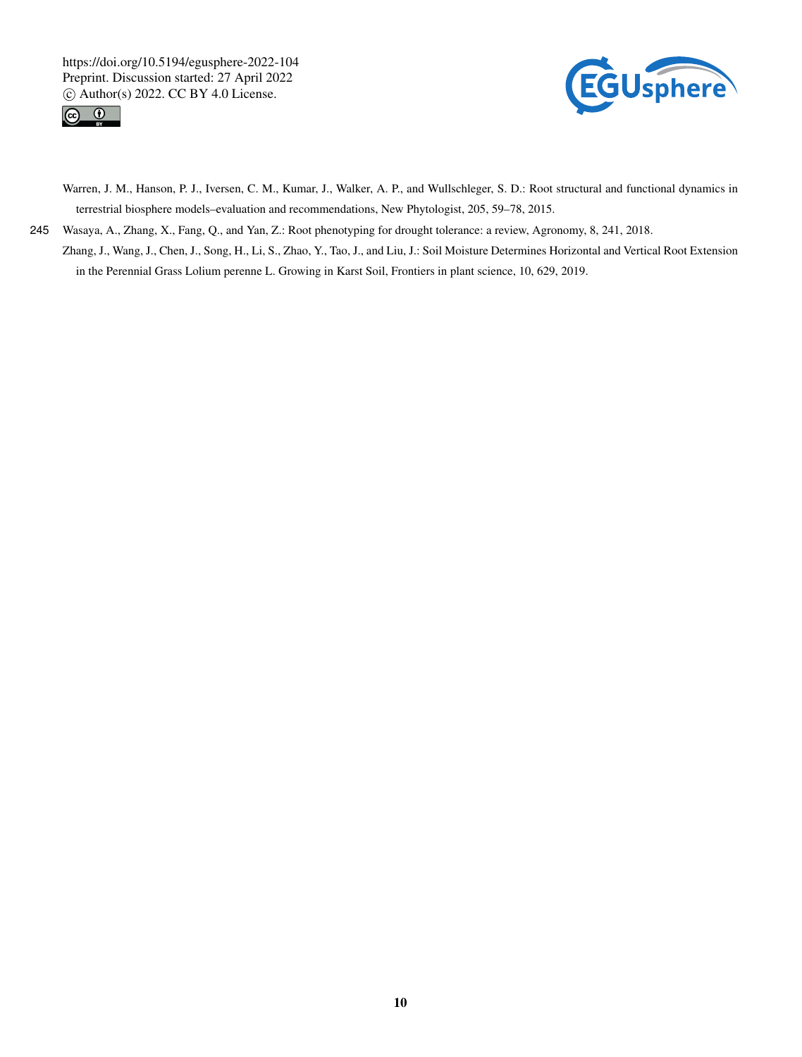Warren, J. M., Hanson, P. J., Iversen, C. M., Kumar, J., Walker, A. P., and Wullschleger, S. D.: Root structural and functional dynamics in terrestrial biosphere models–evaluation and recommendations, New Phytologist, 205, 59–78, 2015.

Wasaya, A., Zhang, X., Fang, Q., and Yan, Z.: Root phenotyping for drought tolerance: a review, Agronomy, 8, 241, 2018.

Zhang, J., Wang, J., Chen, J., Song, H., Li, S., Zhao, Y., Tao, J., and Liu, J.: Soil Moisture Determines Horizontal and Vertical Root Extension in the Perennial Grass Lolium perenne L. Growing in Karst Soil, Frontiers in plant science, 10, 629, 2019.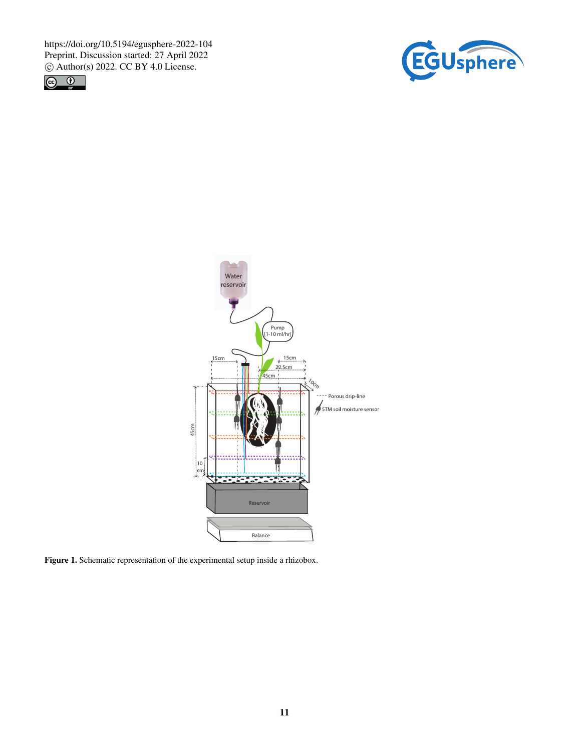**Figure 1.** Schematic representation of the experimental setup inside a rhizobox.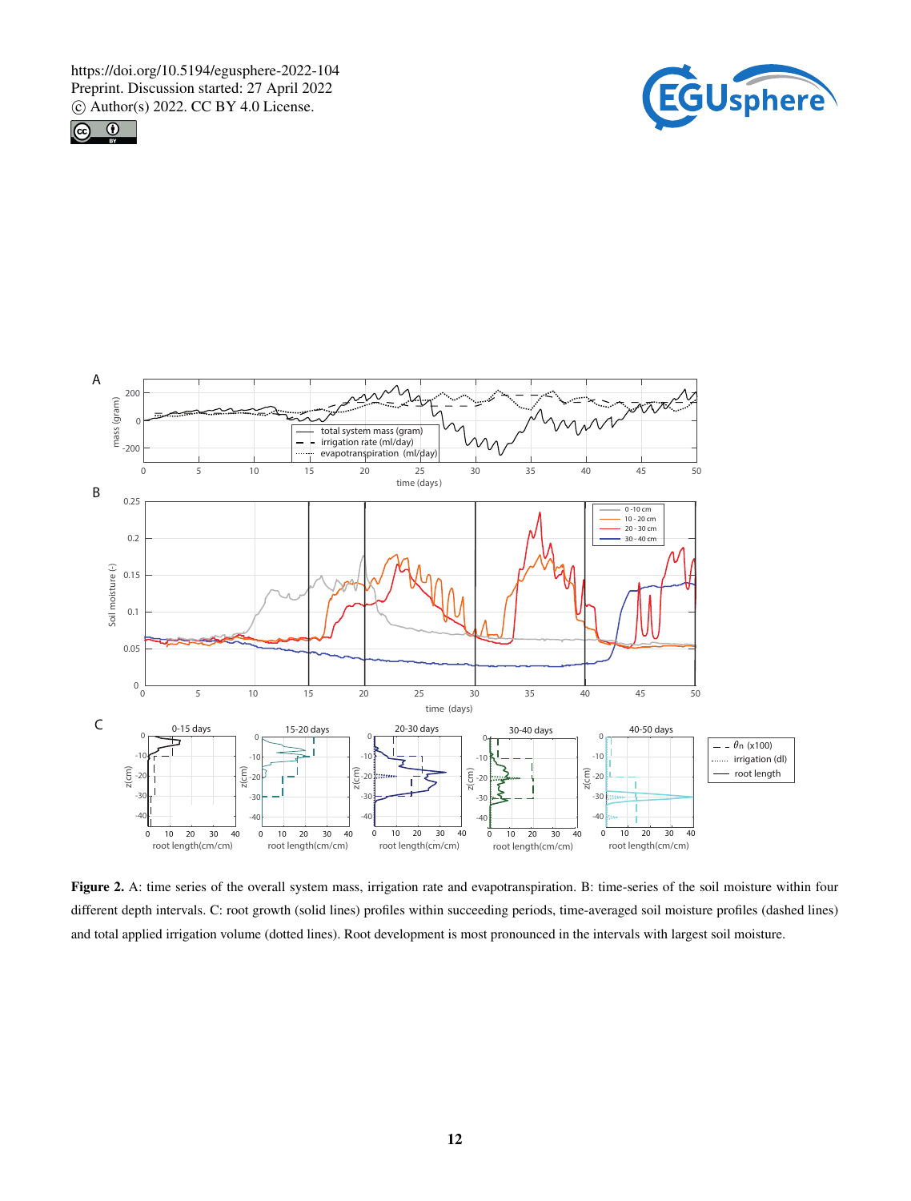**Figure 2.** A: time series of the overall system mass, irrigation rate and evapotranspiration. B: time-series of the soil moisture within four different depth intervals. C: root growth (solid lines) profiles within succeeding periods, time-averaged soil moisture profiles (dashed lines) and total applied irrigation volume (dotted lines). Root development is most pronounced in the intervals with largest soil moisture.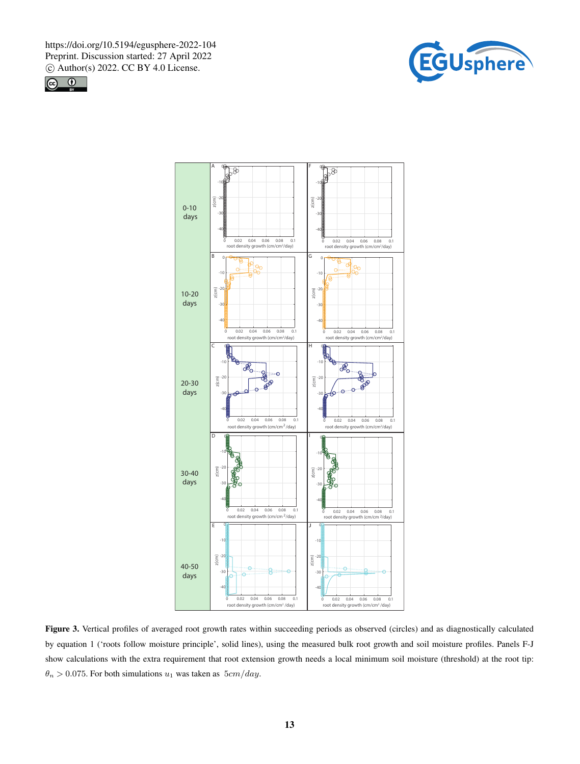**Figure 3.** Vertical profiles of averaged root growth rates within succeeding periods as observed (circles) and as diagnostically calculated by equation 1 ('roots follow moisture principle', solid lines), using the measured bulk root growth and soil moisture profiles. Panels F-J show calculations with the extra requirement that root extension growth needs a local minimum soil moisture (threshold) at the root tip: $\theta_n > 0.075$. For both simulations $u_1$ was taken as $5cm/day$.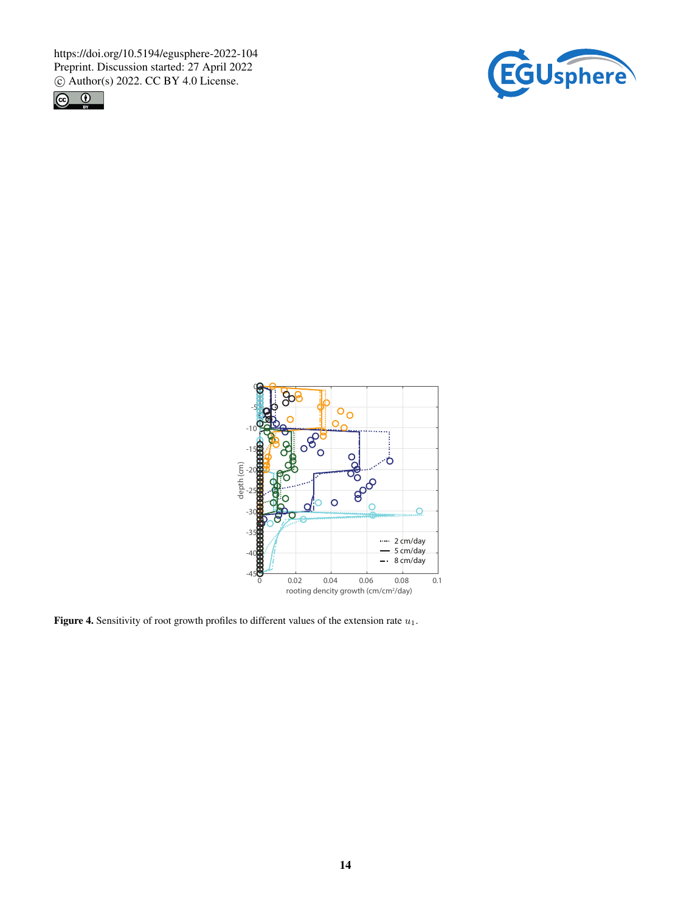**Figure 4.** Sensitivity of root growth profiles to different values of the extension rate $u_1$.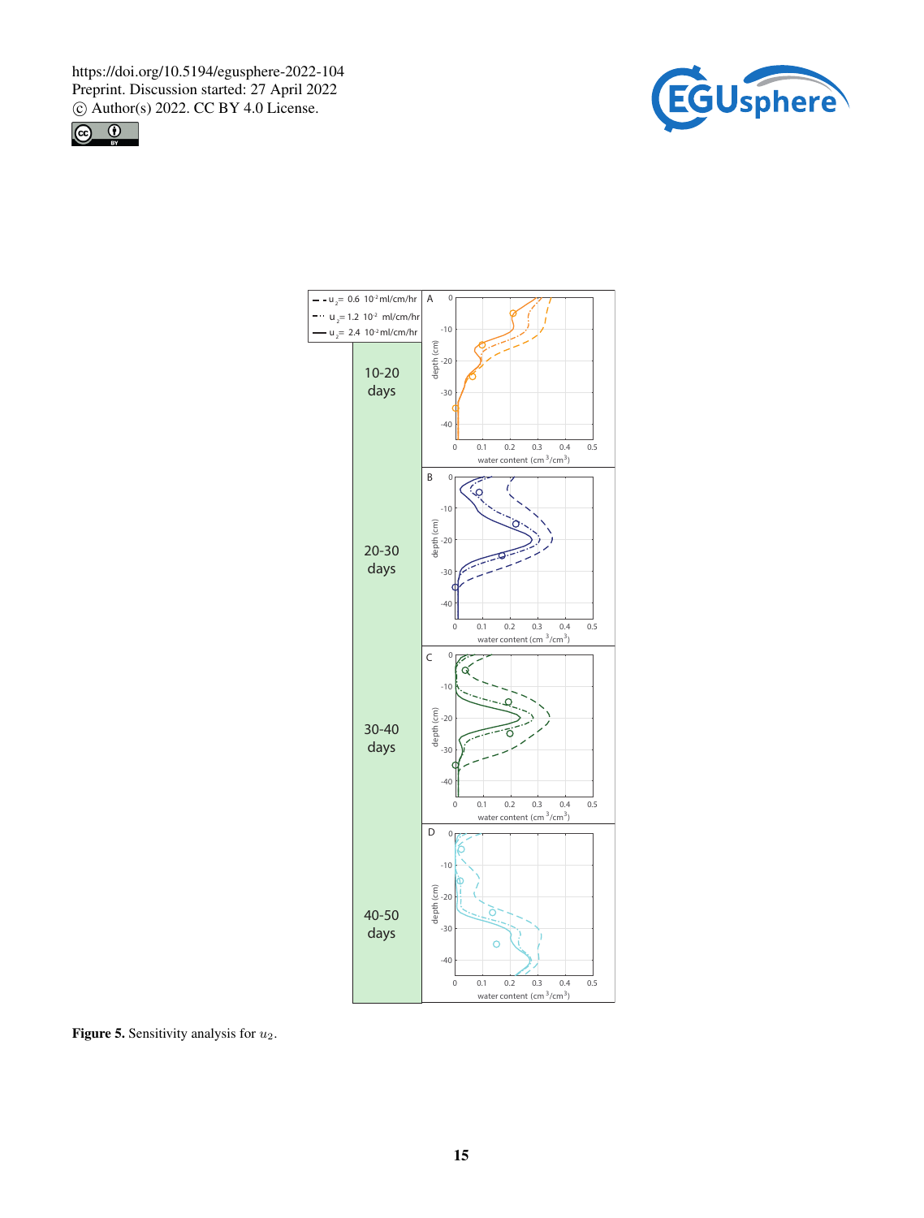**Figure 5.** Sensitivity analysis for $u_2$.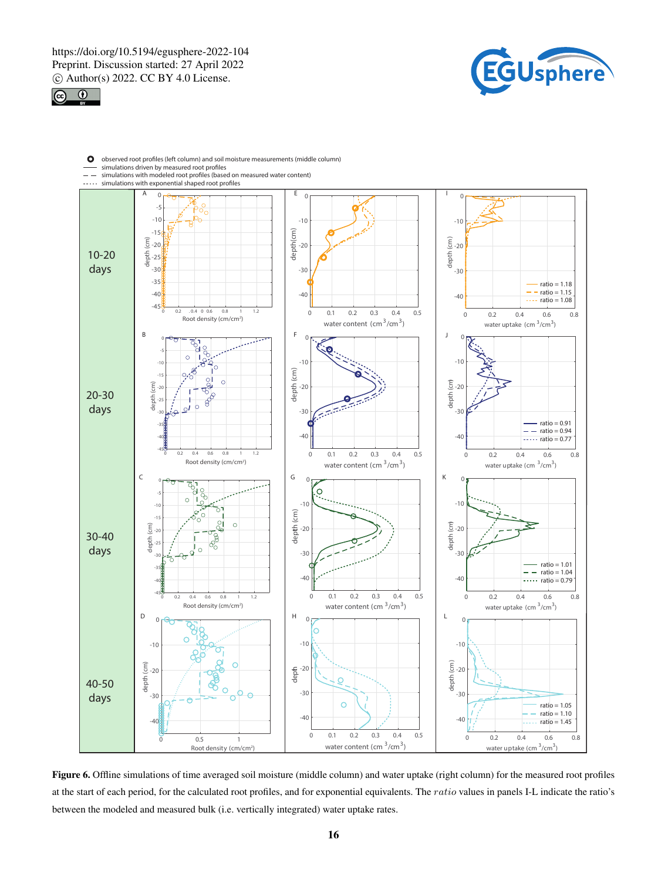Figure 6. Offline simulations of time averaged soil moisture (middle column) and water uptake (right column) for the measured root profiles at the start of each period, for the calculated root profiles, and for exponential equivalents. The $ratio$ values in panels I-L indicate the ratio's between the modeled and measured bulk (i.e. vertically integrated) water uptake rates.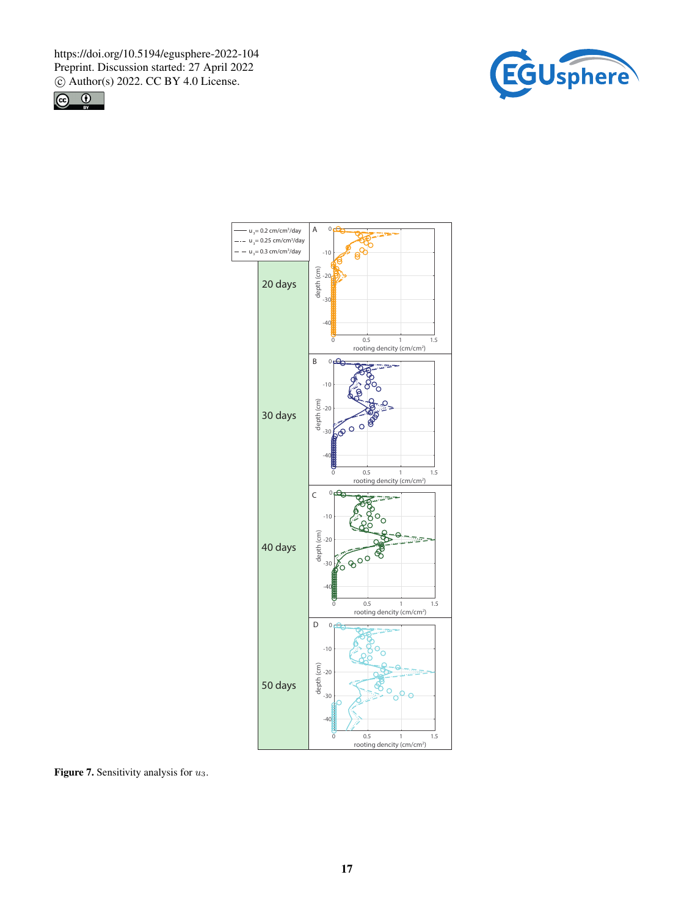Figure 7. Sensitivity analysis for $u_3$.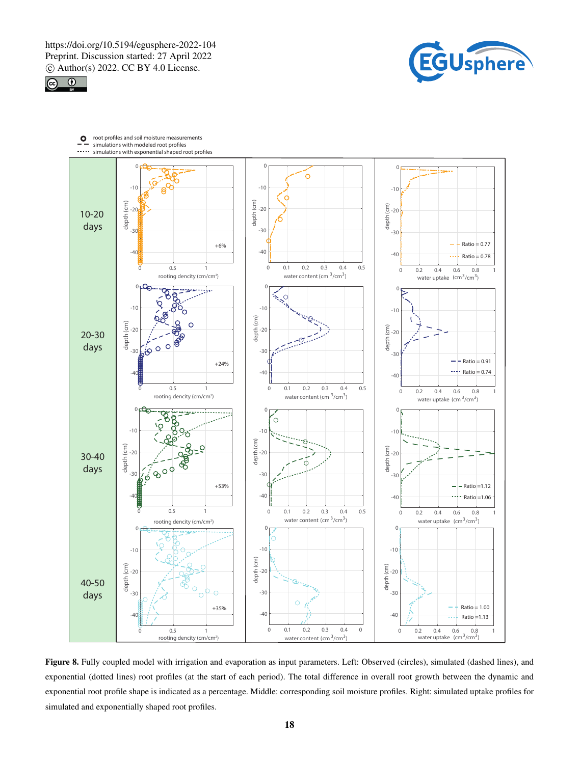root profiles and soil moisture measurements
simulations with modeled root profiles
simulations with exponential shaped root profiles

10-20 days

+6%

rooting dencity (cm/cm²)

water content (cm $^3$/cm$^3$)

Ratio = 0.77
Ratio = 0.78

water uptake (cm$^3$/cm$^3$)

20-30 days

+24%

Ratio = 0.91
Ratio = 0.74

30-40 days

+53%

Ratio =1.12
Ratio =1.06

40-50 days

+35%

Ratio = 1.00
Ratio =1.13

**Figure 8.** Fully coupled model with irrigation and evaporation as input parameters. Left: Observed (circles), simulated (dashed lines), and exponential (dotted lines) root profiles (at the start of each period). The total difference in overall root growth between the dynamic and exponential root profile shape is indicated as a percentage. Middle: corresponding soil moisture profiles. Right: simulated uptake profiles for simulated and exponentially shaped root profiles.